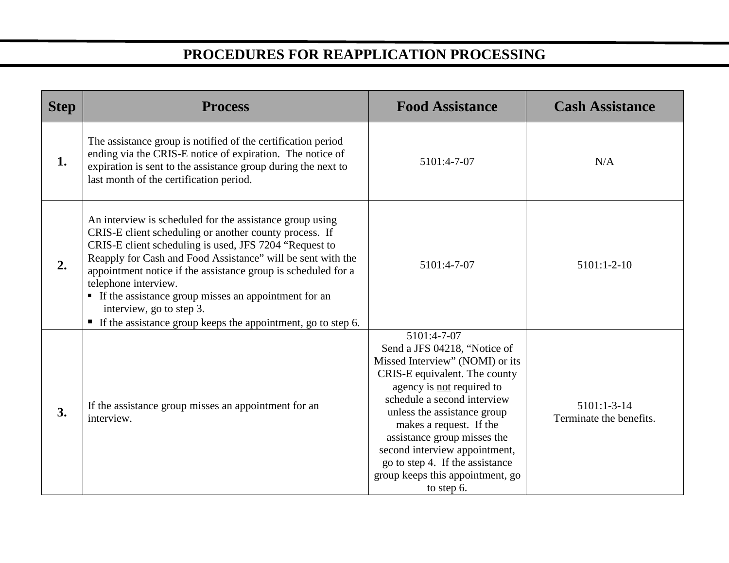# PROCEDURES FOR REAPPLICATION PROCESSING

| Step | Process | Food Assistance | Cash Assistance |
|---|---|---|---|
| **1.** | The assistance group is notified of the certification period ending via the CRIS-E notice of expiration. The notice of expiration is sent to the assistance group during the next to last month of the certification period. | 5101:4-7-07 | N/A |
| **2.** | An interview is scheduled for the assistance group using CRIS-E client scheduling or another county process. If CRIS-E client scheduling is used, JFS 7204 "Request to Reapply for Cash and Food Assistance" will be sent with the appointment notice if the assistance group is scheduled for a telephone interview.<br>▪ If the assistance group misses an appointment for an interview, go to step 3.<br>▪ If the assistance group keeps the appointment, go to step 6. | 5101:4-7-07 | 5101:1-2-10 |
| **3.** | If the assistance group misses an appointment for an interview. | 5101:4-7-07<br>Send a JFS 04218, "Notice of Missed Interview" (NOMI) or its CRIS-E equivalent. The county agency is not required to schedule a second interview unless the assistance group makes a request. If the assistance group misses the second interview appointment, go to step 4. If the assistance group keeps this appointment, go to step 6. | 5101:1-3-14<br>Terminate the benefits. |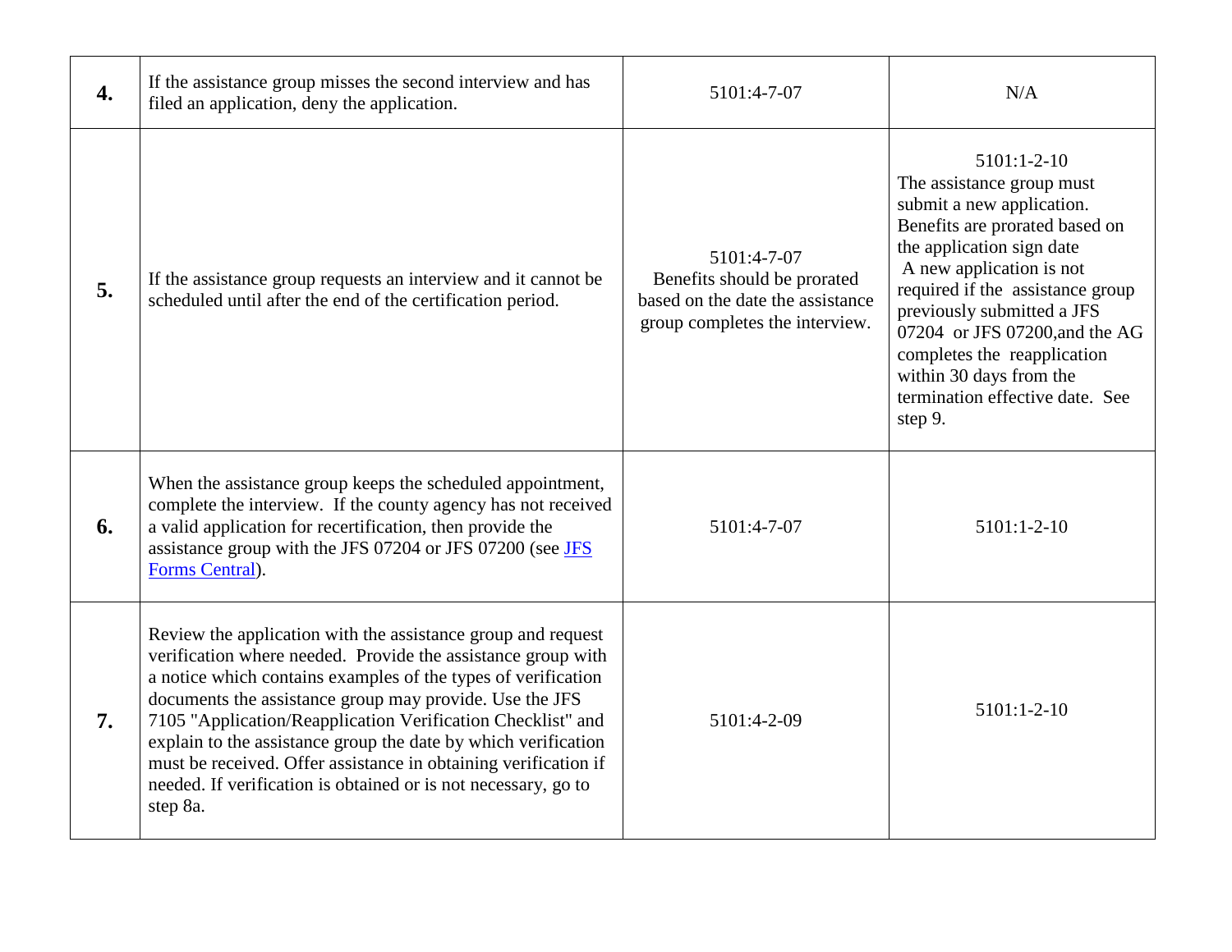| | | | |
|---|---|---|---|
| **4.** | If the assistance group misses the second interview and has filed an application, deny the application. | 5101:4-7-07 | N/A |
| **5.** | If the assistance group requests an interview and it cannot be scheduled until after the end of the certification period. | 5101:4-7-07<br>Benefits should be prorated based on the date the assistance group completes the interview. | 5101:1-2-10<br>The assistance group must submit a new application. Benefits are prorated based on the application sign date<br>A new application is not required if the assistance group previously submitted a JFS 07204 or JFS 07200,and the AG completes the reapplication within 30 days from the termination effective date. See step 9. |
| **6.** | When the assistance group keeps the scheduled appointment, complete the interview. If the county agency has not received a valid application for recertification, then provide the assistance group with the JFS 07204 or JFS 07200 (see [JFS Forms Central](#)). | 5101:4-7-07 | 5101:1-2-10 |
| **7.** | Review the application with the assistance group and request verification where needed. Provide the assistance group with a notice which contains examples of the types of verification documents the assistance group may provide. Use the JFS 7105 "Application/Reapplication Verification Checklist" and explain to the assistance group the date by which verification must be received. Offer assistance in obtaining verification if needed. If verification is obtained or is not necessary, go to step 8a. | 5101:4-2-09 | 5101:1-2-10 |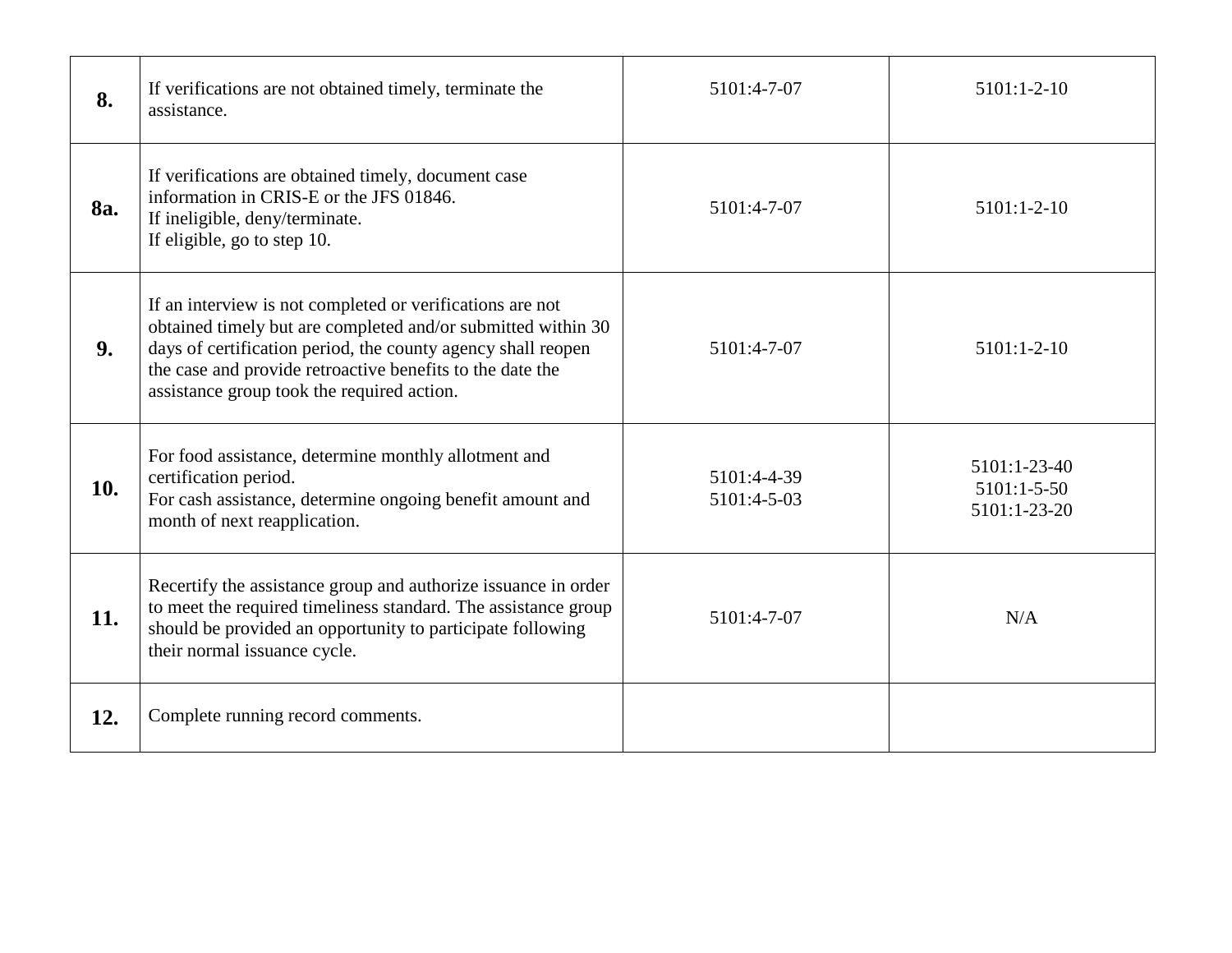| | | | |
|---|---|---|---|
| **8.** | If verifications are not obtained timely, terminate the assistance. | 5101:4-7-07 | 5101:1-2-10 |
| **8a.** | If verifications are obtained timely, document case information in CRIS-E or the JFS 01846.<br>If ineligible, deny/terminate.<br>If eligible, go to step 10. | 5101:4-7-07 | 5101:1-2-10 |
| **9.** | If an interview is not completed or verifications are not obtained timely but are completed and/or submitted within 30 days of certification period, the county agency shall reopen the case and provide retroactive benefits to the date the assistance group took the required action. | 5101:4-7-07 | 5101:1-2-10 |
| **10.** | For food assistance, determine monthly allotment and certification period.<br>For cash assistance, determine ongoing benefit amount and month of next reapplication. | 5101:4-4-39<br>5101:4-5-03 | 5101:1-23-40<br>5101:1-5-50<br>5101:1-23-20 |
| **11.** | Recertify the assistance group and authorize issuance in order to meet the required timeliness standard. The assistance group should be provided an opportunity to participate following their normal issuance cycle. | 5101:4-7-07 | N/A |
| **12.** | Complete running record comments. | | |